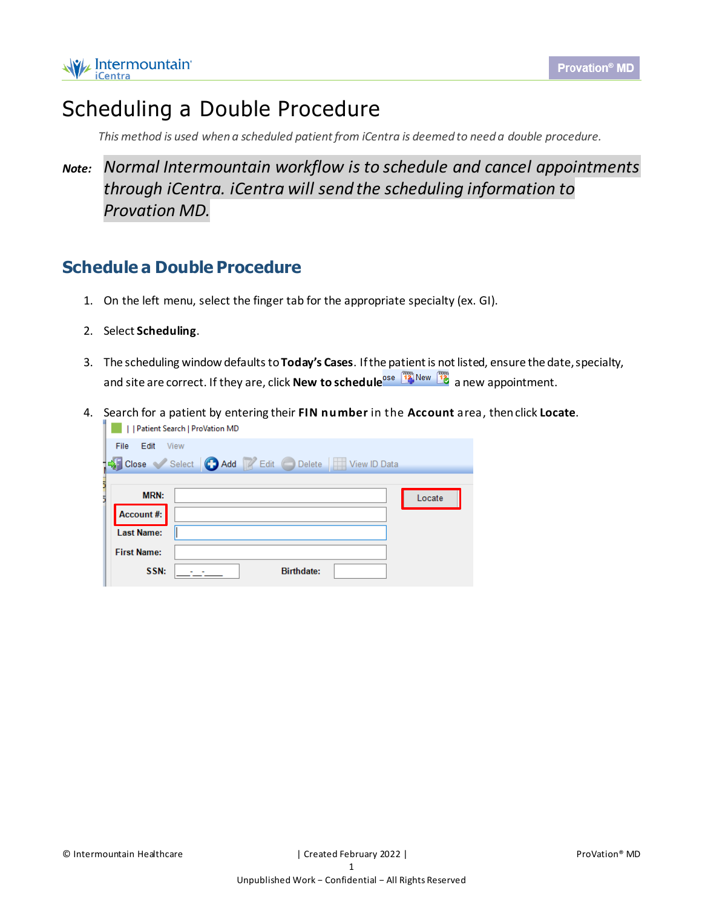# Scheduling a Double Procedure

*This method is used when a scheduled patient from iCentra is deemed to need a double procedure.*

***Note:*** *Normal Intermountain workflow is to schedule and cancel appointments through iCentra. iCentra will send the scheduling information to Provation MD.*

## Schedule a Double Procedure

1. On the left menu, select the finger tab for the appropriate specialty (ex. GI).
2. Select **Scheduling**.
3. The scheduling window defaults to **Today's Cases**. If the patient is not listed, ensure the date, specialty, and site are correct. If they are, click **New to schedule** a new appointment.
4. Search for a patient by entering their **FIN number** in the **Account** area, then click **Locate**.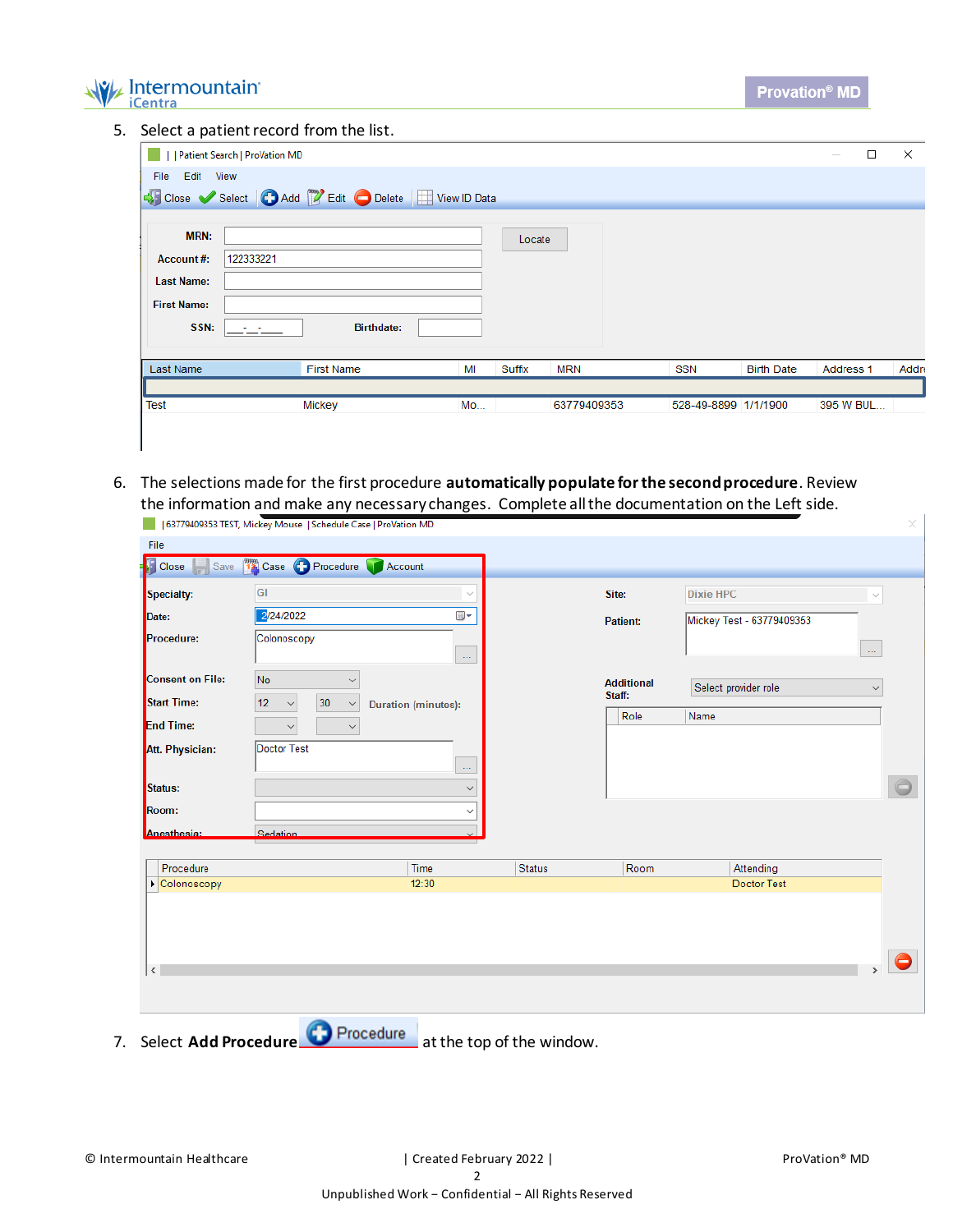5. Select a patient record from the list.

6. The selections made for the first procedure **automatically populate for the second procedure**. Review the information and make any necessary changes. Complete all the documentation on the Left side.

7. Select **Add Procedure** Procedure at the top of the window.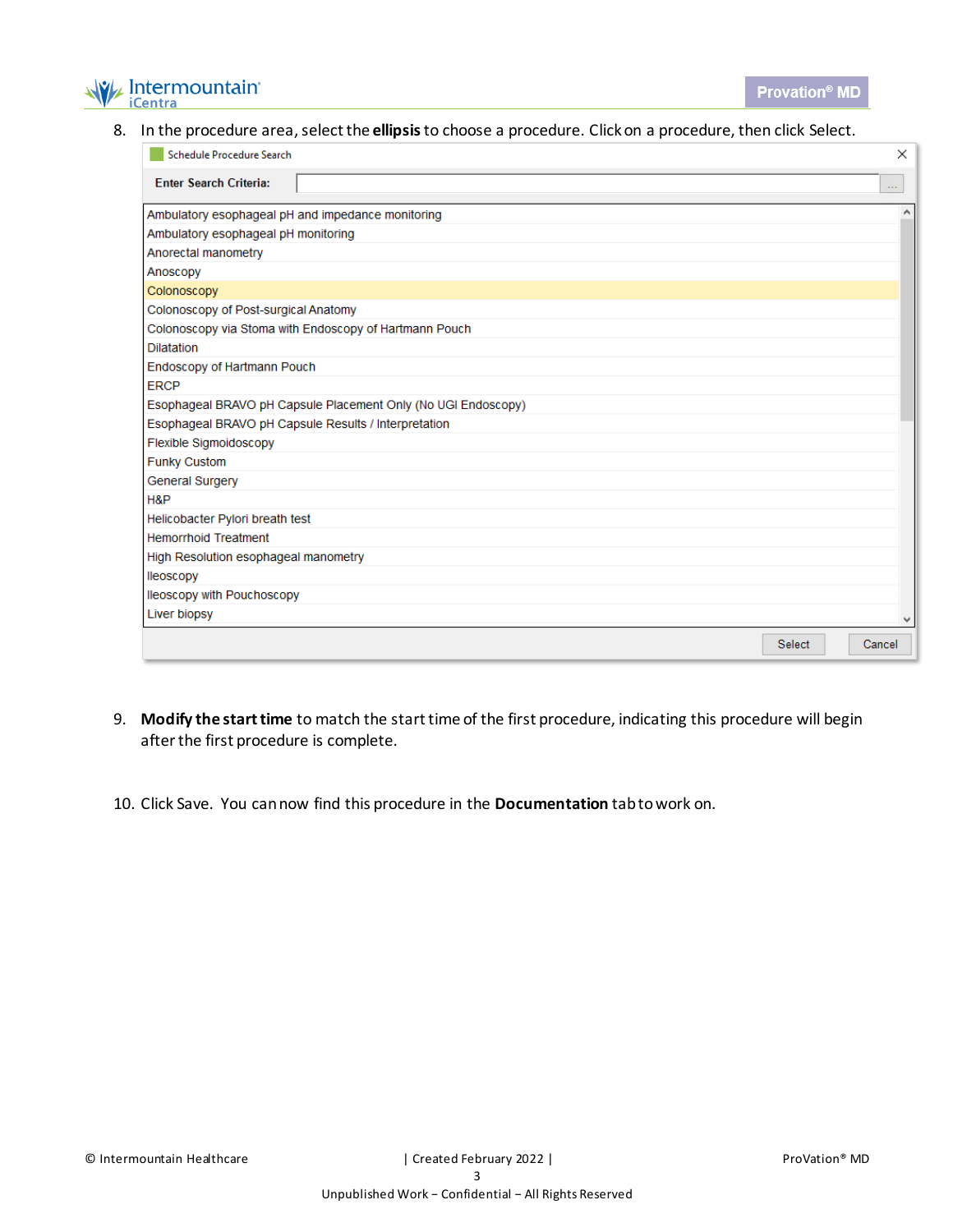8. In the procedure area, select the **ellipsis** to choose a procedure. Click on a procedure, then click Select.

Schedule Procedure Search

Enter Search Criteria: ...

Ambulatory esophageal pH and impedance monitoring
Ambulatory esophageal pH monitoring
Anorectal manometry
Anoscopy
Colonoscopy
Colonoscopy of Post-surgical Anatomy
Colonoscopy via Stoma with Endoscopy of Hartmann Pouch
Dilatation
Endoscopy of Hartmann Pouch
ERCP
Esophageal BRAVO pH Capsule Placement Only (No UGI Endoscopy)
Esophageal BRAVO pH Capsule Results / Interpretation
Flexible Sigmoidoscopy
Funky Custom
General Surgery
H&P
Helicobacter Pylori breath test
Hemorrhoid Treatment
High Resolution esophageal manometry
Ileoscopy
Ileoscopy with Pouchoscopy
Liver biopsy

Select Cancel

9. **Modify the start time** to match the start time of the first procedure, indicating this procedure will begin after the first procedure is complete.

10. Click Save. You can now find this procedure in the **Documentation** tab to work on.